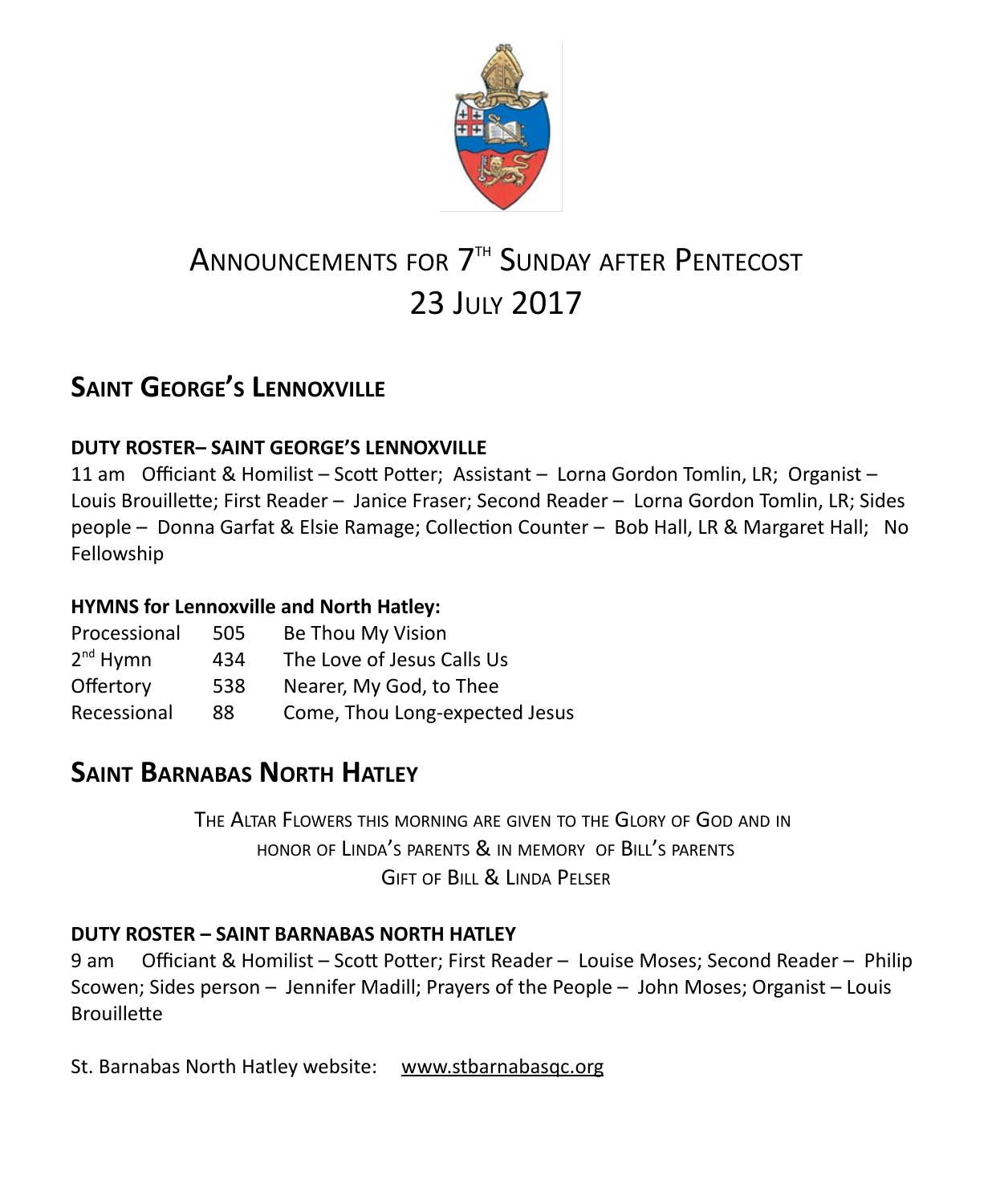# ANNOUNCEMENTS FOR 7TH SUNDAY AFTER PENTECOST
# 23 JULY 2017

## SAINT GEORGE'S LENNOXVILLE

**DUTY ROSTER– SAINT GEORGE'S LENNOXVILLE**

11 am Officiant & Homilist – Scott Potter; Assistant – Lorna Gordon Tomlin, LR; Organist – Louis Brouillette; First Reader – Janice Fraser; Second Reader – Lorna Gordon Tomlin, LR; Sides people – Donna Garfat & Elsie Ramage; Collection Counter – Bob Hall, LR & Margaret Hall; No Fellowship

**HYMNS for Lennoxville and North Hatley:**

| | | |
|---|---|---|
| Processional | 505 | Be Thou My Vision |
| 2nd Hymn | 434 | The Love of Jesus Calls Us |
| Offertory | 538 | Nearer, My God, to Thee |
| Recessional | 88 | Come, Thou Long-expected Jesus |

## SAINT BARNABAS NORTH HATLEY

THE ALTAR FLOWERS THIS MORNING ARE GIVEN TO THE GLORY OF GOD AND IN HONOR OF LINDA'S PARENTS & IN MEMORY OF BILL'S PARENTS
GIFT OF BILL & LINDA PELSER

**DUTY ROSTER – SAINT BARNABAS NORTH HATLEY**

9 am Officiant & Homilist – Scott Potter; First Reader – Louise Moses; Second Reader – Philip Scowen; Sides person – Jennifer Madill; Prayers of the People – John Moses; Organist – Louis Brouillette

St. Barnabas North Hatley website: www.stbarnabasqc.org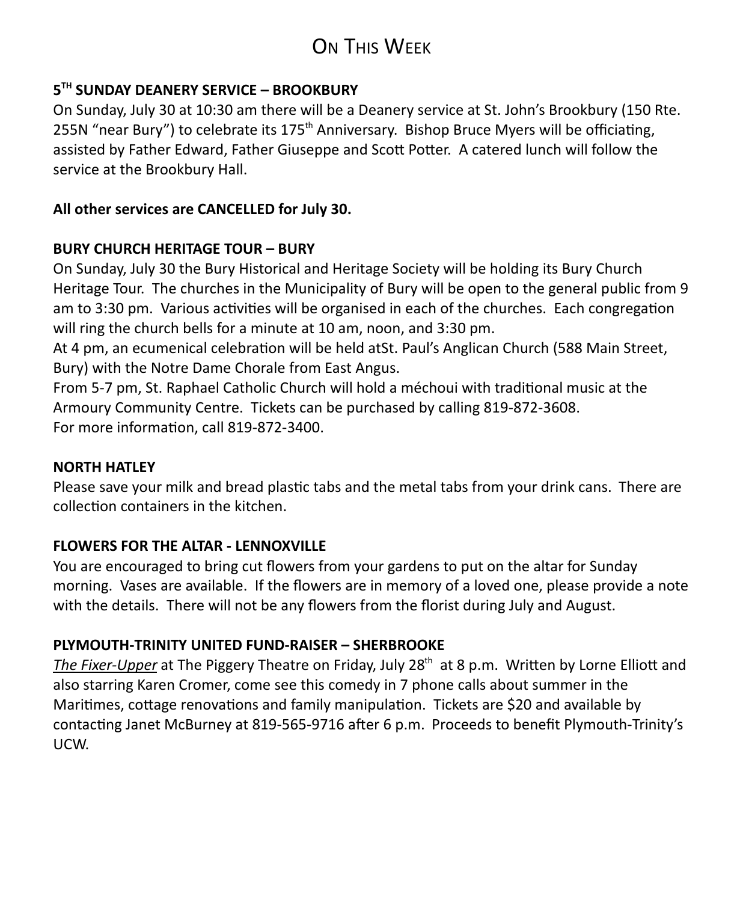# On This Week

**5TH SUNDAY DEANERY SERVICE – BROOKBURY**

On Sunday, July 30 at 10:30 am there will be a Deanery service at St. John's Brookbury (150 Rte. 255N "near Bury") to celebrate its 175th Anniversary. Bishop Bruce Myers will be officiating, assisted by Father Edward, Father Giuseppe and Scott Potter. A catered lunch will follow the service at the Brookbury Hall.

**All other services are CANCELLED for July 30.**

**BURY CHURCH HERITAGE TOUR – BURY**

On Sunday, July 30 the Bury Historical and Heritage Society will be holding its Bury Church Heritage Tour. The churches in the Municipality of Bury will be open to the general public from 9 am to 3:30 pm. Various activities will be organised in each of the churches. Each congregation will ring the church bells for a minute at 10 am, noon, and 3:30 pm.
At 4 pm, an ecumenical celebration will be held atSt. Paul's Anglican Church (588 Main Street, Bury) with the Notre Dame Chorale from East Angus.
From 5-7 pm, St. Raphael Catholic Church will hold a méchoui with traditional music at the Armoury Community Centre. Tickets can be purchased by calling 819-872-3608.
For more information, call 819-872-3400.

**NORTH HATLEY**

Please save your milk and bread plastic tabs and the metal tabs from your drink cans. There are collection containers in the kitchen.

**FLOWERS FOR THE ALTAR - LENNOXVILLE**

You are encouraged to bring cut flowers from your gardens to put on the altar for Sunday morning. Vases are available. If the flowers are in memory of a loved one, please provide a note with the details. There will not be any flowers from the florist during July and August.

**PLYMOUTH-TRINITY UNITED FUND-RAISER – SHERBROOKE**

*The Fixer-Upper* at The Piggery Theatre on Friday, July 28th at 8 p.m. Written by Lorne Elliott and also starring Karen Cromer, come see this comedy in 7 phone calls about summer in the Maritimes, cottage renovations and family manipulation. Tickets are $20 and available by contacting Janet McBurney at 819-565-9716 after 6 p.m. Proceeds to benefit Plymouth-Trinity's UCW.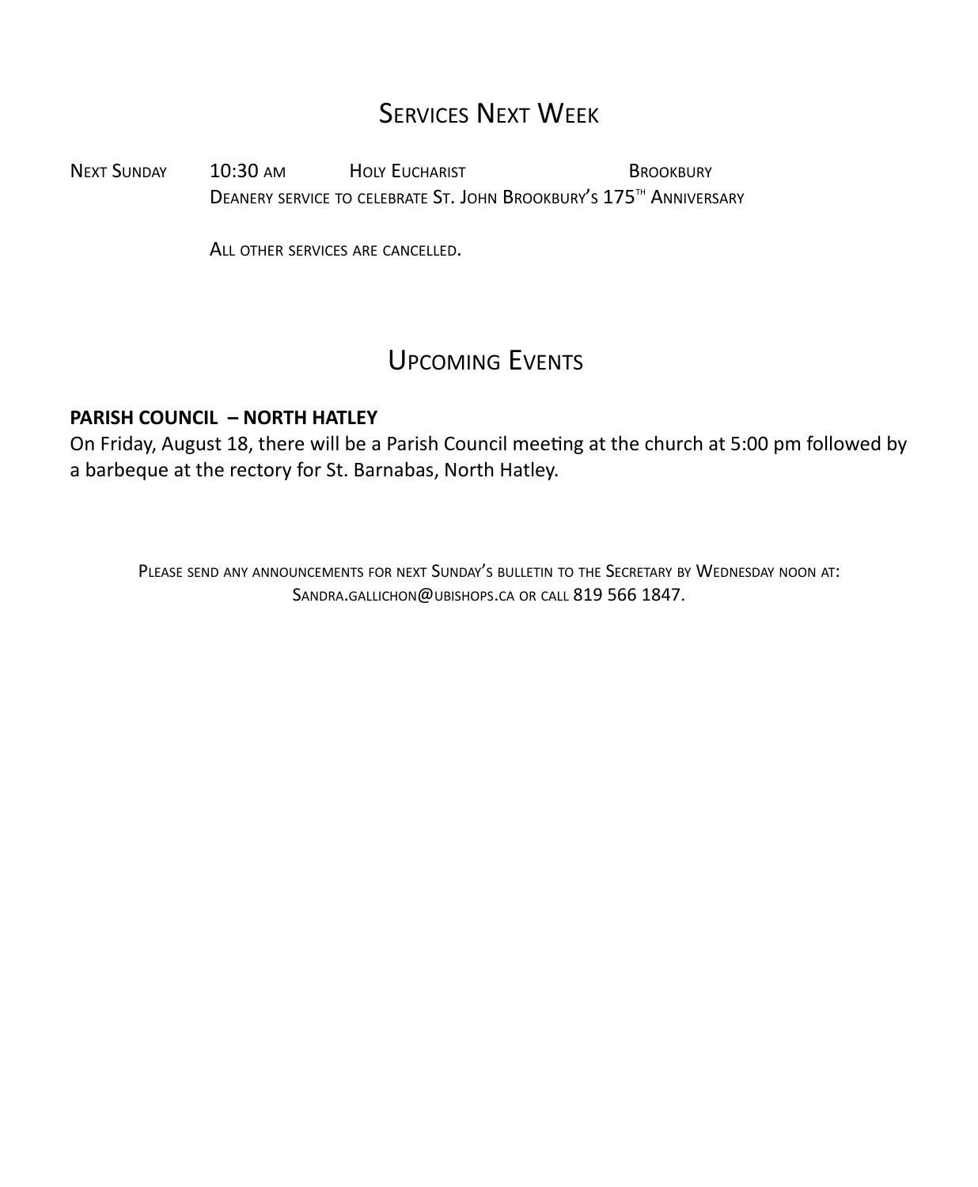## Services Next Week

| | | | |
|---|---|---|---|
| Next Sunday | 10:30 am | Holy Eucharist | Brookbury |

Deanery service to celebrate St. John Brookbury's 175th Anniversary

All other services are cancelled.

## Upcoming Events

**PARISH COUNCIL – NORTH HATLEY**

On Friday, August 18, there will be a Parish Council meeting at the church at 5:00 pm followed by a barbeque at the rectory for St. Barnabas, North Hatley.

Please send any announcements for next Sunday's bulletin to the Secretary by Wednesday noon at: Sandra.gallichon@ubishops.ca or call 819 566 1847.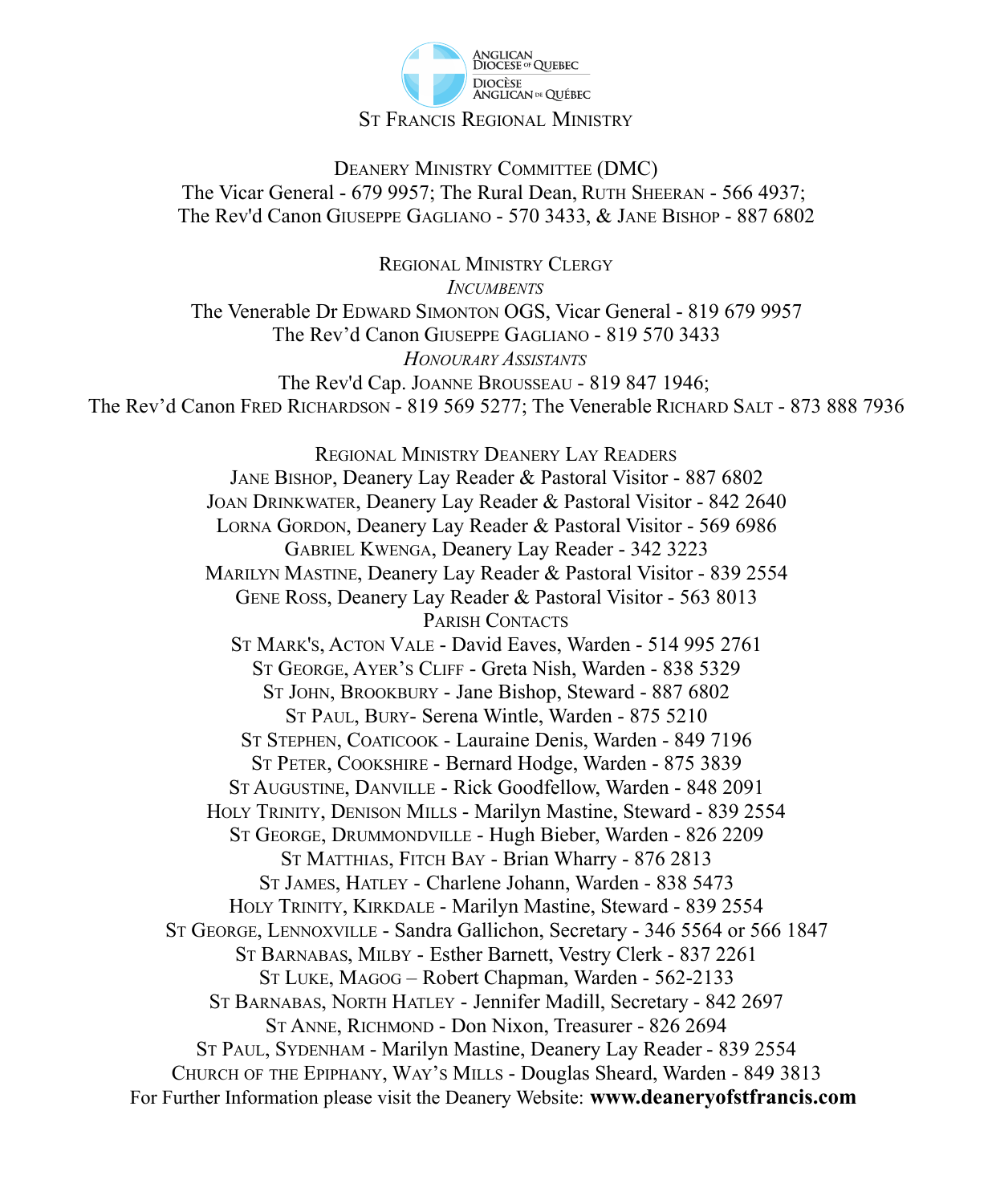Anglican Diocese of Quebec
Diocèse Anglican de Québec

## St Francis Regional Ministry

### Deanery Ministry Committee (DMC)

The Vicar General - 679 9957; The Rural Dean, Ruth Sheeran - 566 4937;
The Rev'd Canon Giuseppe Gagliano - 570 3433, & Jane Bishop - 887 6802

### Regional Ministry Clergy

*Incumbents*

The Venerable Dr Edward Simonton OGS, Vicar General - 819 679 9957
The Rev'd Canon Giuseppe Gagliano - 819 570 3433

*Honourary Assistants*

The Rev'd Cap. Joanne Brousseau - 819 847 1946;
The Rev'd Canon Fred Richardson - 819 569 5277; The Venerable Richard Salt - 873 888 7936

### Regional Ministry Deanery Lay Readers

Jane Bishop, Deanery Lay Reader & Pastoral Visitor - 887 6802
Joan Drinkwater, Deanery Lay Reader & Pastoral Visitor - 842 2640
Lorna Gordon, Deanery Lay Reader & Pastoral Visitor - 569 6986
Gabriel Kwenga, Deanery Lay Reader - 342 3223
Marilyn Mastine, Deanery Lay Reader & Pastoral Visitor - 839 2554
Gene Ross, Deanery Lay Reader & Pastoral Visitor - 563 8013

### Parish Contacts

St Mark's, Acton Vale - David Eaves, Warden - 514 995 2761
St George, Ayer's Cliff - Greta Nish, Warden - 838 5329
St John, Brookbury - Jane Bishop, Steward - 887 6802
St Paul, Bury- Serena Wintle, Warden - 875 5210
St Stephen, Coaticook - Lauraine Denis, Warden - 849 7196
St Peter, Cookshire - Bernard Hodge, Warden - 875 3839
St Augustine, Danville - Rick Goodfellow, Warden - 848 2091
Holy Trinity, Denison Mills - Marilyn Mastine, Steward - 839 2554
St George, Drummondville - Hugh Bieber, Warden - 826 2209
St Matthias, Fitch Bay - Brian Wharry - 876 2813
St James, Hatley - Charlene Johann, Warden - 838 5473
Holy Trinity, Kirkdale - Marilyn Mastine, Steward - 839 2554
St George, Lennoxville - Sandra Gallichon, Secretary - 346 5564 or 566 1847
St Barnabas, Milby - Esther Barnett, Vestry Clerk - 837 2261
St Luke, Magog – Robert Chapman, Warden - 562-2133
St Barnabas, North Hatley - Jennifer Madill, Secretary - 842 2697
St Anne, Richmond - Don Nixon, Treasurer - 826 2694
St Paul, Sydenham - Marilyn Mastine, Deanery Lay Reader - 839 2554
Church of the Epiphany, Way's Mills - Douglas Sheard, Warden - 849 3813

For Further Information please visit the Deanery Website: **www.deaneryofstfrancis.com**